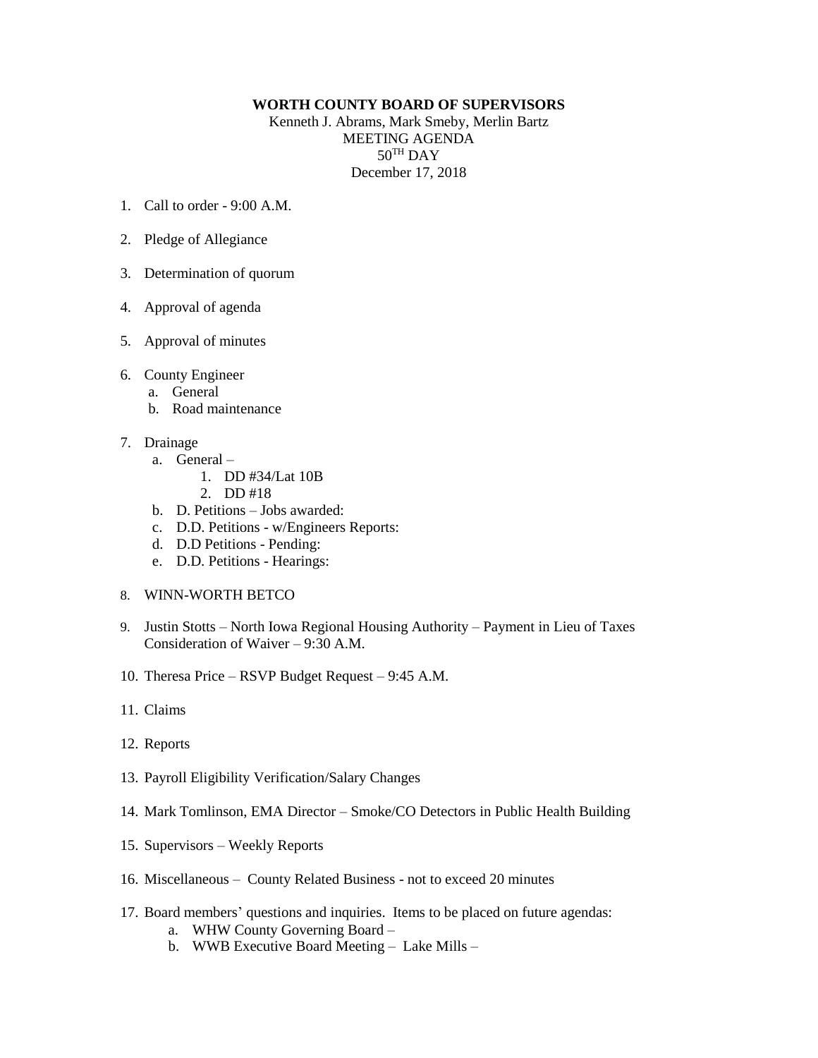**WORTH COUNTY BOARD OF SUPERVISORS**

Kenneth J. Abrams, Mark Smeby, Merlin Bartz

MEETING AGENDA

50TH DAY

December 17, 2018

1. Call to order - 9:00 A.M.

2. Pledge of Allegiance

3. Determination of quorum

4. Approval of agenda

5. Approval of minutes

6. County Engineer
   a. General
   b. Road maintenance

7. Drainage
   a. General –
      1. DD #34/Lat 10B
      2. DD #18
   b. D. Petitions – Jobs awarded:
   c. D.D. Petitions - w/Engineers Reports:
   d. D.D Petitions - Pending:
   e. D.D. Petitions - Hearings:

8. WINN-WORTH BETCO

9. Justin Stotts – North Iowa Regional Housing Authority – Payment in Lieu of Taxes Consideration of Waiver – 9:30 A.M.

10. Theresa Price – RSVP Budget Request – 9:45 A.M.

11. Claims

12. Reports

13. Payroll Eligibility Verification/Salary Changes

14. Mark Tomlinson, EMA Director – Smoke/CO Detectors in Public Health Building

15. Supervisors – Weekly Reports

16. Miscellaneous – County Related Business - not to exceed 20 minutes

17. Board members' questions and inquiries. Items to be placed on future agendas:
    a. WHW County Governing Board –
    b. WWB Executive Board Meeting – Lake Mills –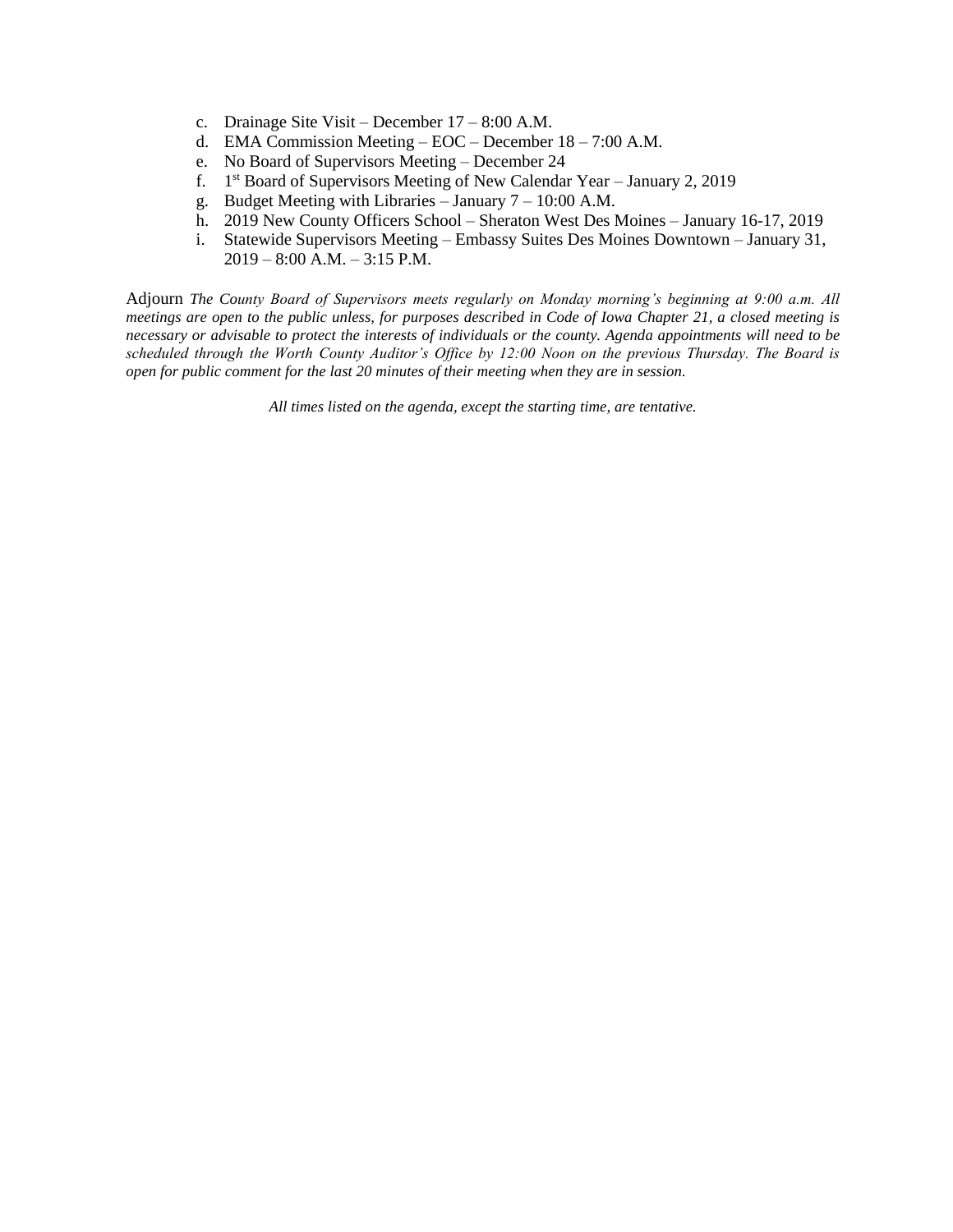c. Drainage Site Visit – December 17 – 8:00 A.M.
d. EMA Commission Meeting – EOC – December 18 – 7:00 A.M.
e. No Board of Supervisors Meeting – December 24
f. 1st Board of Supervisors Meeting of New Calendar Year – January 2, 2019
g. Budget Meeting with Libraries – January 7 – 10:00 A.M.
h. 2019 New County Officers School – Sheraton West Des Moines – January 16-17, 2019
i. Statewide Supervisors Meeting – Embassy Suites Des Moines Downtown – January 31, 2019 – 8:00 A.M. – 3:15 P.M.

Adjourn *The County Board of Supervisors meets regularly on Monday morning's beginning at 9:00 a.m. All meetings are open to the public unless, for purposes described in Code of Iowa Chapter 21, a closed meeting is necessary or advisable to protect the interests of individuals or the county. Agenda appointments will need to be scheduled through the Worth County Auditor's Office by 12:00 Noon on the previous Thursday. The Board is open for public comment for the last 20 minutes of their meeting when they are in session.*

*All times listed on the agenda, except the starting time, are tentative.*